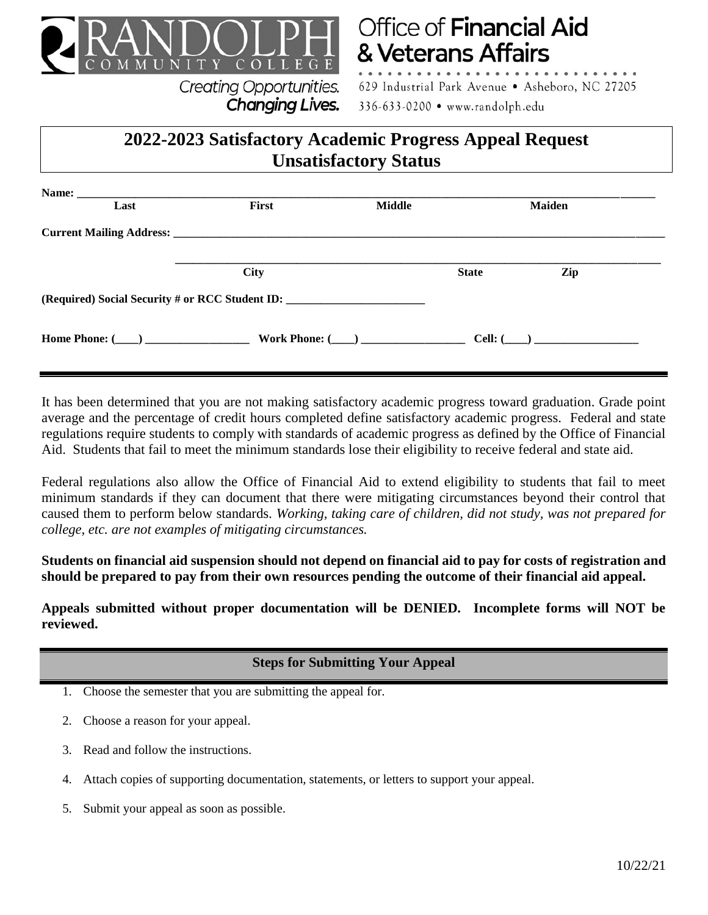RANDOLPH COMMUNITY COLLEGE

Creating Opportunities. **Changing Lives.**

Office of **Financial Aid & Veterans Affairs**

629 Industrial Park Avenue • Asheboro, NC 27205

336-633-0200 • www.randolph.edu

# 2022-2023 Satisfactory Academic Progress Appeal Request
# Unsatisfactory Status

**Name:** ______________________________________________________________________________

| **Last** | **First** | **Middle** | **Maiden** |
|---|---|---|---|

**Current Mailing Address:** ____________________________________________________________________

_______________________________________________________________________________

| **City** | **State** | **Zip** |
|---|---|---|

**(Required) Social Security # or RCC Student ID:** ________________________

**Home Phone:** (____) __________________ **Work Phone:** (____) __________________ **Cell:** (____) __________________

---

It has been determined that you are not making satisfactory academic progress toward graduation. Grade point average and the percentage of credit hours completed define satisfactory academic progress. Federal and state regulations require students to comply with standards of academic progress as defined by the Office of Financial Aid. Students that fail to meet the minimum standards lose their eligibility to receive federal and state aid.

Federal regulations also allow the Office of Financial Aid to extend eligibility to students that fail to meet minimum standards if they can document that there were mitigating circumstances beyond their control that caused them to perform below standards. *Working, taking care of children, did not study, was not prepared for college, etc. are not examples of mitigating circumstances.*

**Students on financial aid suspension should not depend on financial aid to pay for costs of registration and should be prepared to pay from their own resources pending the outcome of their financial aid appeal.**

**Appeals submitted without proper documentation will be DENIED. Incomplete forms will NOT be reviewed.**

## Steps for Submitting Your Appeal

1. Choose the semester that you are submitting the appeal for.
2. Choose a reason for your appeal.
3. Read and follow the instructions.
4. Attach copies of supporting documentation, statements, or letters to support your appeal.
5. Submit your appeal as soon as possible.

10/22/21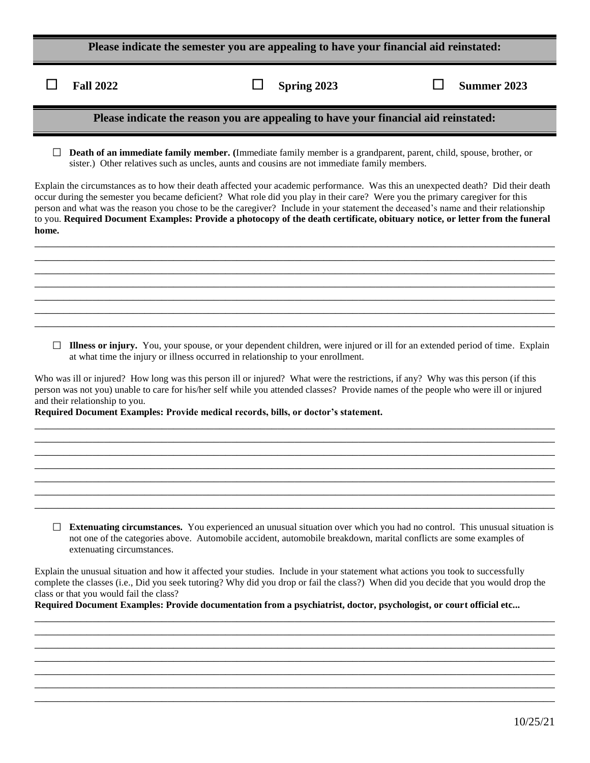**Please indicate the semester you are appealing to have your financial aid reinstated:**

☐ **Fall 2022** ☐ **Spring 2023** ☐ **Summer 2023**

**Please indicate the reason you are appealing to have your financial aid reinstated:**

☐ **Death of an immediate family member. (**Immediate family member is a grandparent, parent, child, spouse, brother, or sister.) Other relatives such as uncles, aunts and cousins are not immediate family members.

Explain the circumstances as to how their death affected your academic performance. Was this an unexpected death? Did their death occur during the semester you became deficient? What role did you play in their care? Were you the primary caregiver for this person and what was the reason you chose to be the caregiver? Include in your statement the deceased's name and their relationship to you. **Required Document Examples: Provide a photocopy of the death certificate, obituary notice, or letter from the funeral home.**

\_\_\_\_\_\_\_\_\_\_\_\_\_\_\_\_\_\_\_\_\_\_\_\_\_\_\_\_\_\_\_\_\_\_\_\_\_\_\_\_\_\_\_\_\_\_\_\_\_\_\_\_\_\_\_\_\_\_\_\_\_\_\_\_\_\_\_\_\_\_\_\_\_\_\_\_

\_\_\_\_\_\_\_\_\_\_\_\_\_\_\_\_\_\_\_\_\_\_\_\_\_\_\_\_\_\_\_\_\_\_\_\_\_\_\_\_\_\_\_\_\_\_\_\_\_\_\_\_\_\_\_\_\_\_\_\_\_\_\_\_\_\_\_\_\_\_\_\_\_\_\_\_

\_\_\_\_\_\_\_\_\_\_\_\_\_\_\_\_\_\_\_\_\_\_\_\_\_\_\_\_\_\_\_\_\_\_\_\_\_\_\_\_\_\_\_\_\_\_\_\_\_\_\_\_\_\_\_\_\_\_\_\_\_\_\_\_\_\_\_\_\_\_\_\_\_\_\_\_

\_\_\_\_\_\_\_\_\_\_\_\_\_\_\_\_\_\_\_\_\_\_\_\_\_\_\_\_\_\_\_\_\_\_\_\_\_\_\_\_\_\_\_\_\_\_\_\_\_\_\_\_\_\_\_\_\_\_\_\_\_\_\_\_\_\_\_\_\_\_\_\_\_\_\_\_

\_\_\_\_\_\_\_\_\_\_\_\_\_\_\_\_\_\_\_\_\_\_\_\_\_\_\_\_\_\_\_\_\_\_\_\_\_\_\_\_\_\_\_\_\_\_\_\_\_\_\_\_\_\_\_\_\_\_\_\_\_\_\_\_\_\_\_\_\_\_\_\_\_\_\_\_

\_\_\_\_\_\_\_\_\_\_\_\_\_\_\_\_\_\_\_\_\_\_\_\_\_\_\_\_\_\_\_\_\_\_\_\_\_\_\_\_\_\_\_\_\_\_\_\_\_\_\_\_\_\_\_\_\_\_\_\_\_\_\_\_\_\_\_\_\_\_\_\_\_\_\_\_

\_\_\_\_\_\_\_\_\_\_\_\_\_\_\_\_\_\_\_\_\_\_\_\_\_\_\_\_\_\_\_\_\_\_\_\_\_\_\_\_\_\_\_\_\_\_\_\_\_\_\_\_\_\_\_\_\_\_\_\_\_\_\_\_\_\_\_\_\_\_\_\_\_\_\_\_

☐ **Illness or injury.** You, your spouse, or your dependent children, were injured or ill for an extended period of time. Explain at what time the injury or illness occurred in relationship to your enrollment.

Who was ill or injured? How long was this person ill or injured? What were the restrictions, if any? Why was this person (if this person was not you) unable to care for his/her self while you attended classes? Provide names of the people who were ill or injured and their relationship to you.
**Required Document Examples: Provide medical records, bills, or doctor's statement.**

\_\_\_\_\_\_\_\_\_\_\_\_\_\_\_\_\_\_\_\_\_\_\_\_\_\_\_\_\_\_\_\_\_\_\_\_\_\_\_\_\_\_\_\_\_\_\_\_\_\_\_\_\_\_\_\_\_\_\_\_\_\_\_\_\_\_\_\_\_\_\_\_\_\_\_\_

\_\_\_\_\_\_\_\_\_\_\_\_\_\_\_\_\_\_\_\_\_\_\_\_\_\_\_\_\_\_\_\_\_\_\_\_\_\_\_\_\_\_\_\_\_\_\_\_\_\_\_\_\_\_\_\_\_\_\_\_\_\_\_\_\_\_\_\_\_\_\_\_\_\_\_\_

\_\_\_\_\_\_\_\_\_\_\_\_\_\_\_\_\_\_\_\_\_\_\_\_\_\_\_\_\_\_\_\_\_\_\_\_\_\_\_\_\_\_\_\_\_\_\_\_\_\_\_\_\_\_\_\_\_\_\_\_\_\_\_\_\_\_\_\_\_\_\_\_\_\_\_\_

\_\_\_\_\_\_\_\_\_\_\_\_\_\_\_\_\_\_\_\_\_\_\_\_\_\_\_\_\_\_\_\_\_\_\_\_\_\_\_\_\_\_\_\_\_\_\_\_\_\_\_\_\_\_\_\_\_\_\_\_\_\_\_\_\_\_\_\_\_\_\_\_\_\_\_\_

\_\_\_\_\_\_\_\_\_\_\_\_\_\_\_\_\_\_\_\_\_\_\_\_\_\_\_\_\_\_\_\_\_\_\_\_\_\_\_\_\_\_\_\_\_\_\_\_\_\_\_\_\_\_\_\_\_\_\_\_\_\_\_\_\_\_\_\_\_\_\_\_\_\_\_\_

\_\_\_\_\_\_\_\_\_\_\_\_\_\_\_\_\_\_\_\_\_\_\_\_\_\_\_\_\_\_\_\_\_\_\_\_\_\_\_\_\_\_\_\_\_\_\_\_\_\_\_\_\_\_\_\_\_\_\_\_\_\_\_\_\_\_\_\_\_\_\_\_\_\_\_\_

\_\_\_\_\_\_\_\_\_\_\_\_\_\_\_\_\_\_\_\_\_\_\_\_\_\_\_\_\_\_\_\_\_\_\_\_\_\_\_\_\_\_\_\_\_\_\_\_\_\_\_\_\_\_\_\_\_\_\_\_\_\_\_\_\_\_\_\_\_\_\_\_\_\_\_\_

☐ **Extenuating circumstances.** You experienced an unusual situation over which you had no control. This unusual situation is not one of the categories above. Automobile accident, automobile breakdown, marital conflicts are some examples of extenuating circumstances.

Explain the unusual situation and how it affected your studies. Include in your statement what actions you took to successfully complete the classes (i.e., Did you seek tutoring? Why did you drop or fail the class?) When did you decide that you would drop the class or that you would fail the class?
**Required Document Examples: Provide documentation from a psychiatrist, doctor, psychologist, or court official etc...**

\_\_\_\_\_\_\_\_\_\_\_\_\_\_\_\_\_\_\_\_\_\_\_\_\_\_\_\_\_\_\_\_\_\_\_\_\_\_\_\_\_\_\_\_\_\_\_\_\_\_\_\_\_\_\_\_\_\_\_\_\_\_\_\_\_\_\_\_\_\_\_\_\_\_\_\_

\_\_\_\_\_\_\_\_\_\_\_\_\_\_\_\_\_\_\_\_\_\_\_\_\_\_\_\_\_\_\_\_\_\_\_\_\_\_\_\_\_\_\_\_\_\_\_\_\_\_\_\_\_\_\_\_\_\_\_\_\_\_\_\_\_\_\_\_\_\_\_\_\_\_\_\_

\_\_\_\_\_\_\_\_\_\_\_\_\_\_\_\_\_\_\_\_\_\_\_\_\_\_\_\_\_\_\_\_\_\_\_\_\_\_\_\_\_\_\_\_\_\_\_\_\_\_\_\_\_\_\_\_\_\_\_\_\_\_\_\_\_\_\_\_\_\_\_\_\_\_\_\_

\_\_\_\_\_\_\_\_\_\_\_\_\_\_\_\_\_\_\_\_\_\_\_\_\_\_\_\_\_\_\_\_\_\_\_\_\_\_\_\_\_\_\_\_\_\_\_\_\_\_\_\_\_\_\_\_\_\_\_\_\_\_\_\_\_\_\_\_\_\_\_\_\_\_\_\_

\_\_\_\_\_\_\_\_\_\_\_\_\_\_\_\_\_\_\_\_\_\_\_\_\_\_\_\_\_\_\_\_\_\_\_\_\_\_\_\_\_\_\_\_\_\_\_\_\_\_\_\_\_\_\_\_\_\_\_\_\_\_\_\_\_\_\_\_\_\_\_\_\_\_\_\_

\_\_\_\_\_\_\_\_\_\_\_\_\_\_\_\_\_\_\_\_\_\_\_\_\_\_\_\_\_\_\_\_\_\_\_\_\_\_\_\_\_\_\_\_\_\_\_\_\_\_\_\_\_\_\_\_\_\_\_\_\_\_\_\_\_\_\_\_\_\_\_\_\_\_\_\_

\_\_\_\_\_\_\_\_\_\_\_\_\_\_\_\_\_\_\_\_\_\_\_\_\_\_\_\_\_\_\_\_\_\_\_\_\_\_\_\_\_\_\_\_\_\_\_\_\_\_\_\_\_\_\_\_\_\_\_\_\_\_\_\_\_\_\_\_\_\_\_\_\_\_\_\_

10/25/21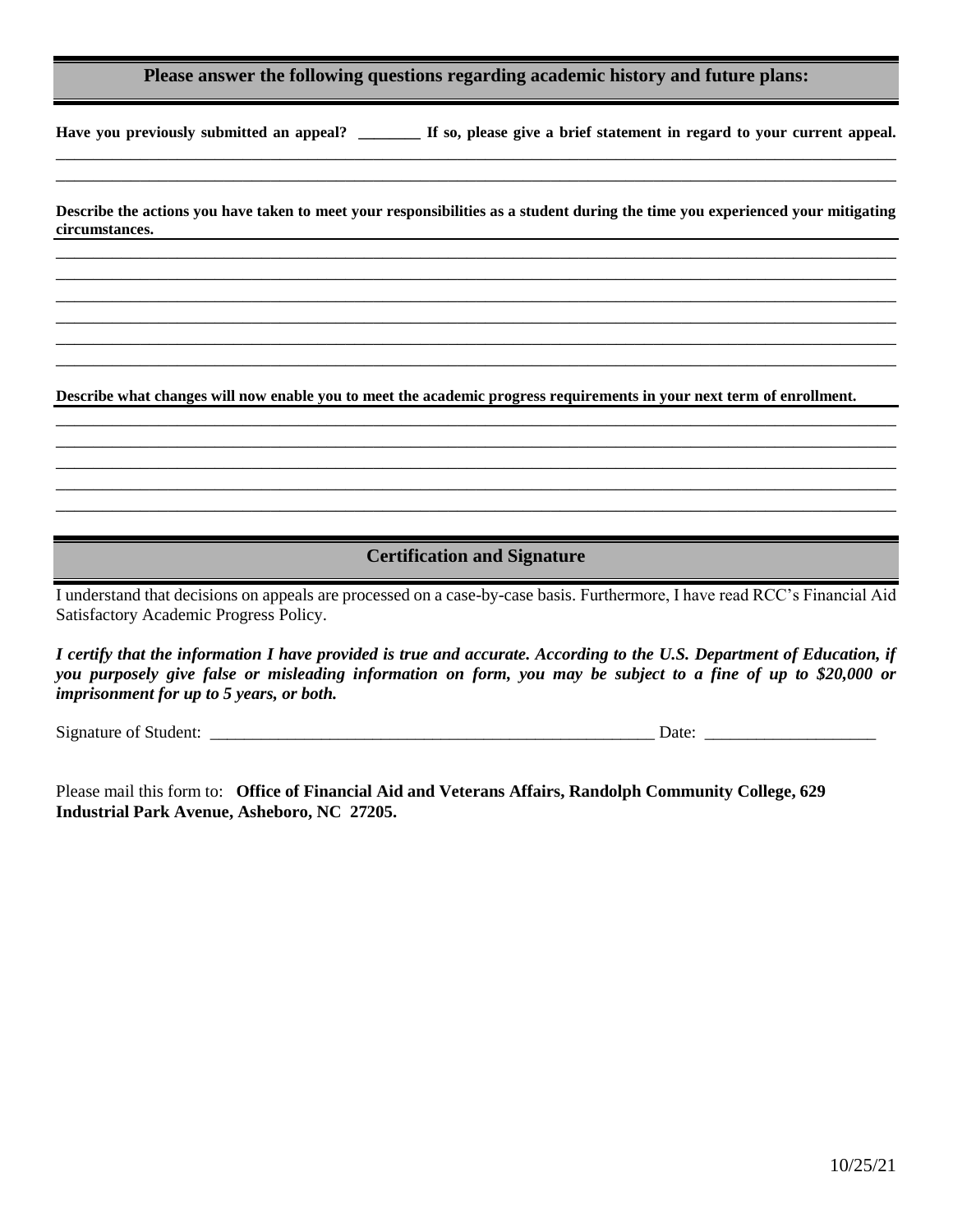## Please answer the following questions regarding academic history and future plans:

**Have you previously submitted an appeal? ________ If so, please give a brief statement in regard to your current appeal.**

______________________________________________________________________________________________

______________________________________________________________________________________________

**Describe the actions you have taken to meet your responsibilities as a student during the time you experienced your mitigating circumstances.**

______________________________________________________________________________________________

______________________________________________________________________________________________

______________________________________________________________________________________________

______________________________________________________________________________________________

______________________________________________________________________________________________

______________________________________________________________________________________________

**Describe what changes will now enable you to meet the academic progress requirements in your next term of enrollment.**

______________________________________________________________________________________________

______________________________________________________________________________________________

______________________________________________________________________________________________

______________________________________________________________________________________________

______________________________________________________________________________________________

## Certification and Signature

I understand that decisions on appeals are processed on a case-by-case basis. Furthermore, I have read RCC's Financial Aid Satisfactory Academic Progress Policy.

***I certify that the information I have provided is true and accurate. According to the U.S. Department of Education, if you purposely give false or misleading information on form, you may be subject to a fine of up to $20,000 or imprisonment for up to 5 years, or both.***

Signature of Student: ______________________________________________________ Date: ____________________

Please mail this form to: **Office of Financial Aid and Veterans Affairs, Randolph Community College, 629 Industrial Park Avenue, Asheboro, NC 27205.**

10/25/21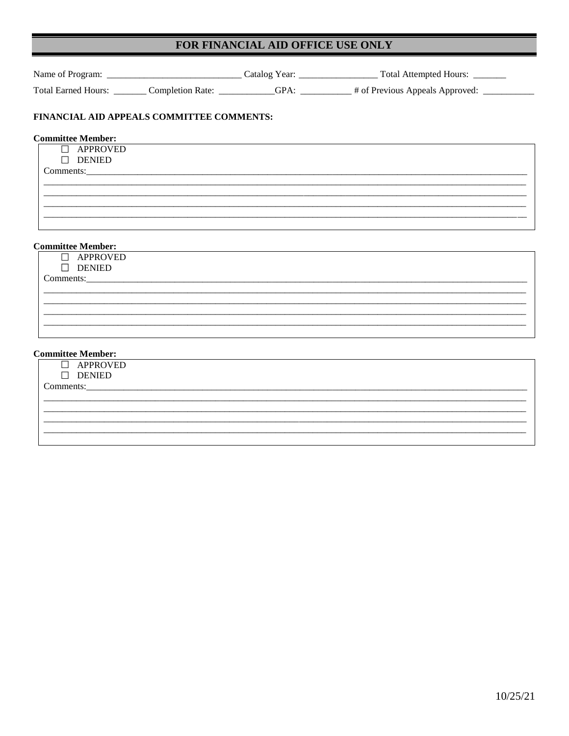## FOR FINANCIAL AID OFFICE USE ONLY

Name of Program: ____________________________ Catalog Year: ________________ Total Attempted Hours: _______

Total Earned Hours: _______ Completion Rate: ____________ GPA: ___________ # of Previous Appeals Approved: ___________

**FINANCIAL AID APPEALS COMMITTEE COMMENTS:**

**Committee Member:**

☐ APPROVED
☐ DENIED

Comments:____________________________________________________________________________________________

______________________________________________________________________________________________________

______________________________________________________________________________________________________

______________________________________________________________________________________________________

______________________________________________________________________________________________________

**Committee Member:**

☐ APPROVED
☐ DENIED

Comments:____________________________________________________________________________________________

______________________________________________________________________________________________________

______________________________________________________________________________________________________

______________________________________________________________________________________________________

______________________________________________________________________________________________________

**Committee Member:**

☐ APPROVED
☐ DENIED

Comments:____________________________________________________________________________________________

______________________________________________________________________________________________________

______________________________________________________________________________________________________

______________________________________________________________________________________________________

______________________________________________________________________________________________________

10/25/21